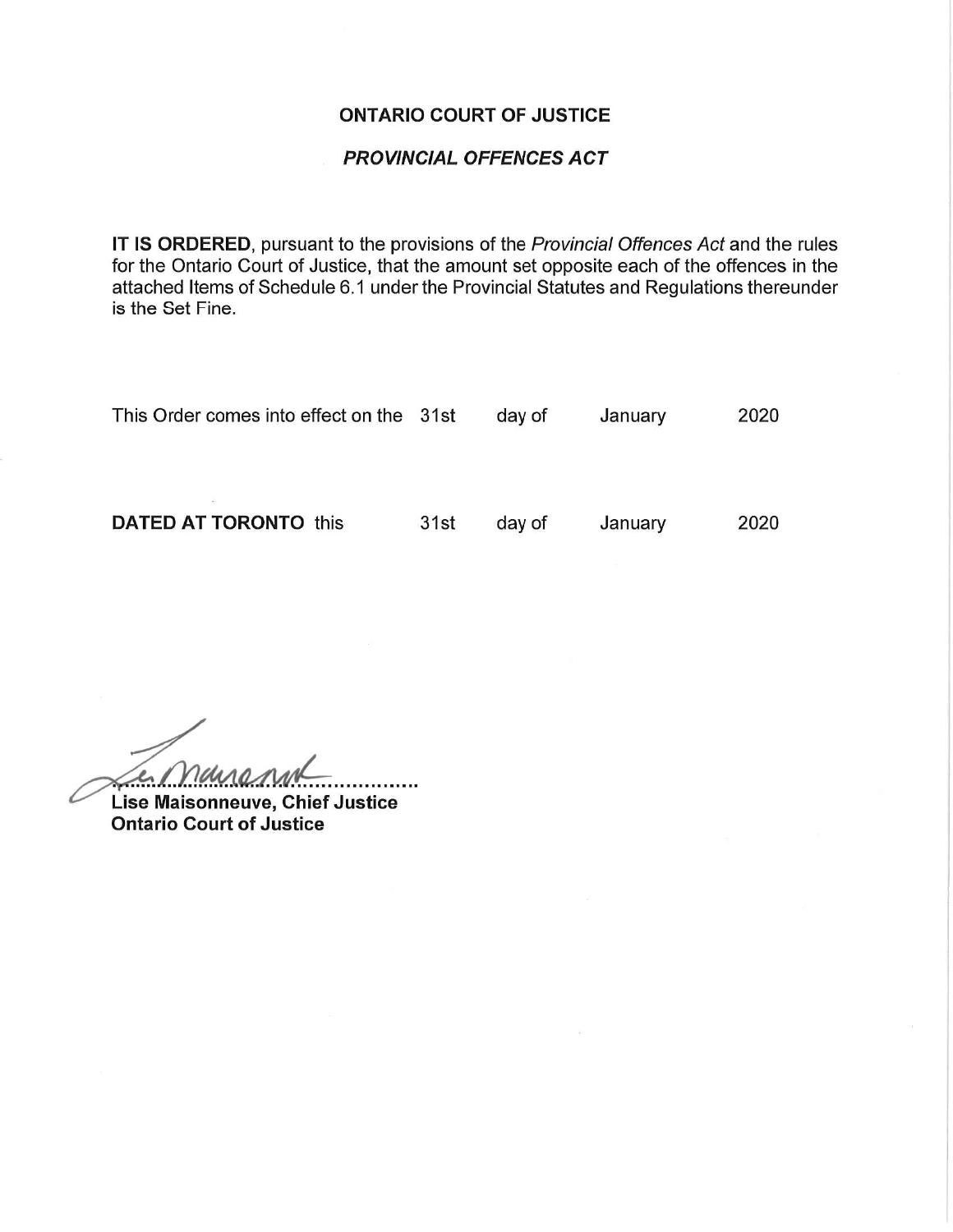**ONTARIO COURT OF JUSTICE**

***PROVINCIAL OFFENCES ACT***

**IT IS ORDERED**, pursuant to the provisions of the *Provincial Offences Act* and the rules for the Ontario Court of Justice, that the amount set opposite each of the offences in the attached Items of Schedule 6.1 under the Provincial Statutes and Regulations thereunder is the Set Fine.

This Order comes into effect on the 31st day of January 2020

**DATED AT TORONTO** this 31st day of January 2020

**Lise Maisonneuve, Chief Justice**
**Ontario Court of Justice**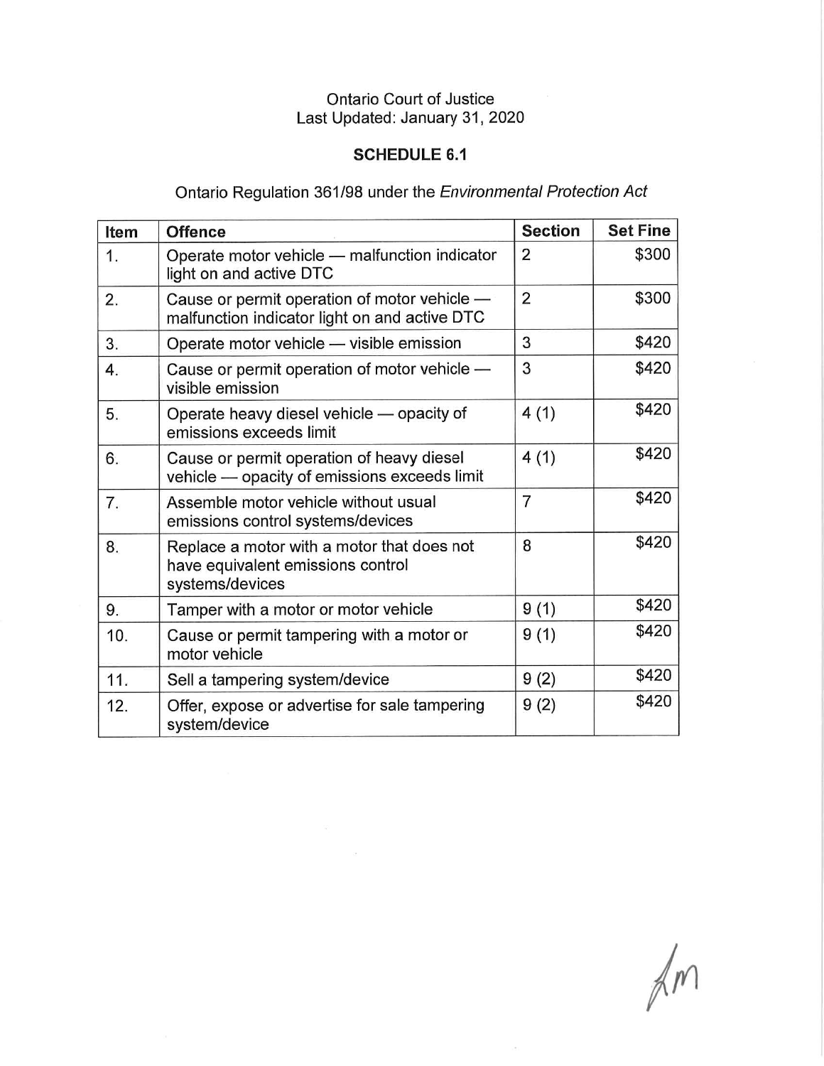Ontario Court of Justice
Last Updated: January 31, 2020

**SCHEDULE 6.1**

Ontario Regulation 361/98 under the *Environmental Protection Act*

| Item | Offence | Section | Set Fine |
| --- | --- | --- | --- |
| 1. | Operate motor vehicle — malfunction indicator light on and active DTC | 2 | $300 |
| 2. | Cause or permit operation of motor vehicle — malfunction indicator light on and active DTC | 2 | $300 |
| 3. | Operate motor vehicle — visible emission | 3 | $420 |
| 4. | Cause or permit operation of motor vehicle — visible emission | 3 | $420 |
| 5. | Operate heavy diesel vehicle — opacity of emissions exceeds limit | 4 (1) | $420 |
| 6. | Cause or permit operation of heavy diesel vehicle — opacity of emissions exceeds limit | 4 (1) | $420 |
| 7. | Assemble motor vehicle without usual emissions control systems/devices | 7 | $420 |
| 8. | Replace a motor with a motor that does not have equivalent emissions control systems/devices | 8 | $420 |
| 9. | Tamper with a motor or motor vehicle | 9 (1) | $420 |
| 10. | Cause or permit tampering with a motor or motor vehicle | 9 (1) | $420 |
| 11. | Sell a tampering system/device | 9 (2) | $420 |
| 12. | Offer, expose or advertise for sale tampering system/device | 9 (2) | $420 |